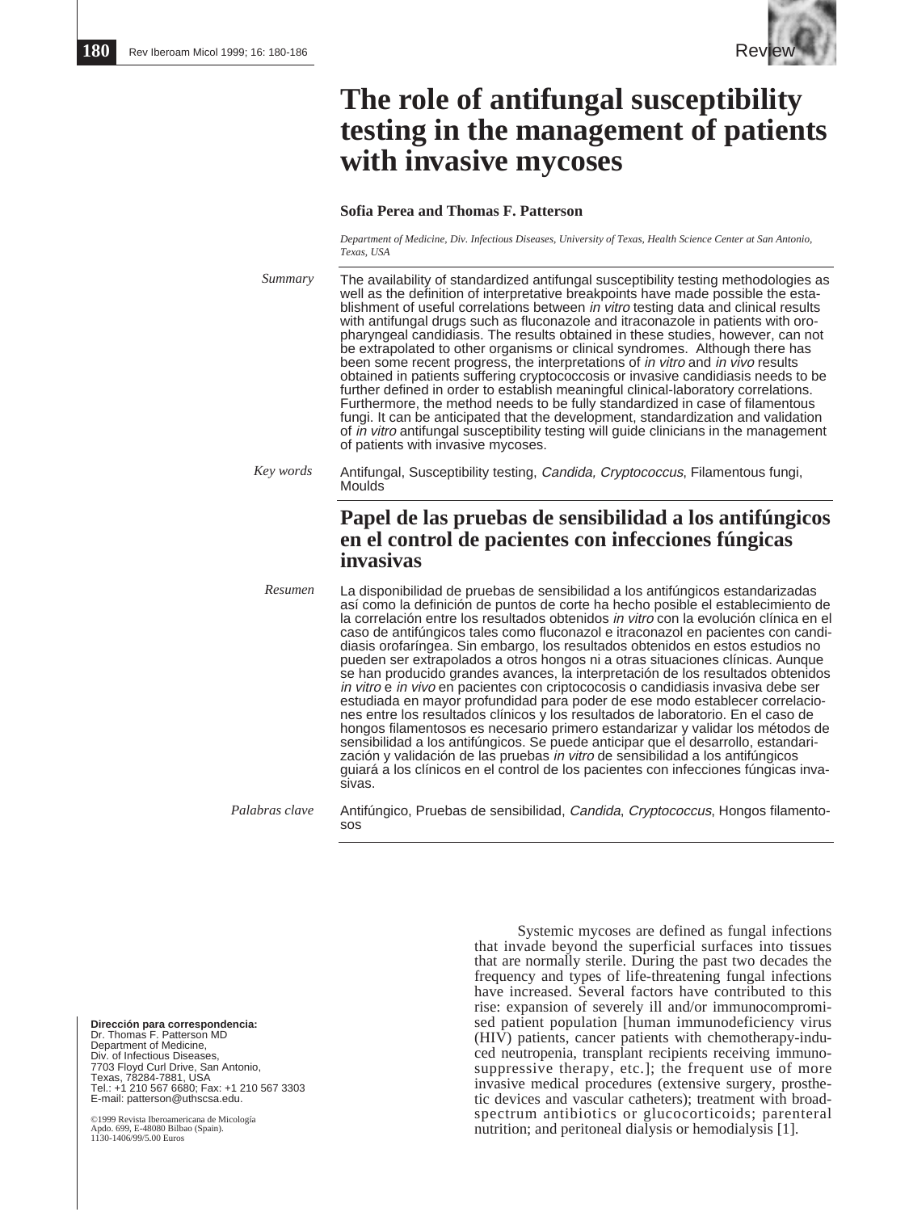Review

# The role of antifungal susceptibility testing in the management of patients with invasive mycoses

**Sofia Perea and Thomas F. Patterson**

*Department of Medicine, Div. Infectious Diseases, University of Texas, Health Science Center at San Antonio, Texas, USA*

*Summary*

The availability of standardized antifungal susceptibility testing methodologies as well as the definition of interpretative breakpoints have made possible the establishment of useful correlations between *in vitro* testing data and clinical results with antifungal drugs such as fluconazole and itraconazole in patients with oropharyngeal candidiasis. The results obtained in these studies, however, can not be extrapolated to other organisms or clinical syndromes. Although there has been some recent progress, the interpretations of *in vitro* and *in vivo* results obtained in patients suffering cryptococcosis or invasive candidiasis needs to be further defined in order to establish meaningful clinical-laboratory correlations. Furthermore, the method needs to be fully standardized in case of filamentous fungi. It can be anticipated that the development, standardization and validation of *in vitro* antifungal susceptibility testing will guide clinicians in the management of patients with invasive mycoses.

*Key words*

Antifungal, Susceptibility testing, *Candida, Cryptococcus*, Filamentous fungi, Moulds

## Papel de las pruebas de sensibilidad a los antifúngicos en el control de pacientes con infecciones fúngicas invasivas

*Resumen*

La disponibilidad de pruebas de sensibilidad a los antifúngicos estandarizadas así como la definición de puntos de corte ha hecho posible el establecimiento de la correlación entre los resultados obtenidos *in vitro* con la evolución clínica en el caso de antifúngicos tales como fluconazol e itraconazol en pacientes con candidiasis orofaríngea. Sin embargo, los resultados obtenidos en estos estudios no pueden ser extrapolados a otros hongos ni a otras situaciones clínicas. Aunque se han producido grandes avances, la interpretación de los resultados obtenidos *in vitro* e *in vivo* en pacientes con criptococosis o candidiasis invasiva debe ser estudiada en mayor profundidad para poder de ese modo establecer correlaciones entre los resultados clínicos y los resultados de laboratorio. En el caso de hongos filamentosos es necesario primero estandarizar y validar los métodos de sensibilidad a los antifúngicos. Se puede anticipar que el desarrollo, estandarización y validación de las pruebas *in vitro* de sensibilidad a los antifúngicos guiará a los clínicos en el control de los pacientes con infecciones fúngicas invasivas.

*Palabras clave*

Antifúngico, Pruebas de sensibilidad, *Candida*, *Cryptococcus*, Hongos filamentosos

Systemic mycoses are defined as fungal infections that invade beyond the superficial surfaces into tissues that are normally sterile. During the past two decades the frequency and types of life-threatening fungal infections have increased. Several factors have contributed to this rise: expansion of severely ill and/or immunocompromised patient population [human immunodeficiency virus (HIV) patients, cancer patients with chemotherapy-induced neutropenia, transplant recipients receiving immunosuppressive therapy, etc.]; the frequent use of more invasive medical procedures (extensive surgery, prosthetic devices and vascular catheters); treatment with broad-spectrum antibiotics or glucocorticoids; parenteral nutrition; and peritoneal dialysis or hemodialysis [1].

**Dirección para correspondencia:**
Dr. Thomas F. Patterson MD
Department of Medicine,
Div. of Infectious Diseases,
7703 Floyd Curl Drive, San Antonio,
Texas, 78284-7881, USA
Tel.: +1 210 567 6680; Fax: +1 210 567 3303
E-mail: patterson@uthscsa.edu.

©1999 Revista Iberoamericana de Micología
Apdo. 699, E-48080 Bilbao (Spain).
1130-1406/99/5.00 Euros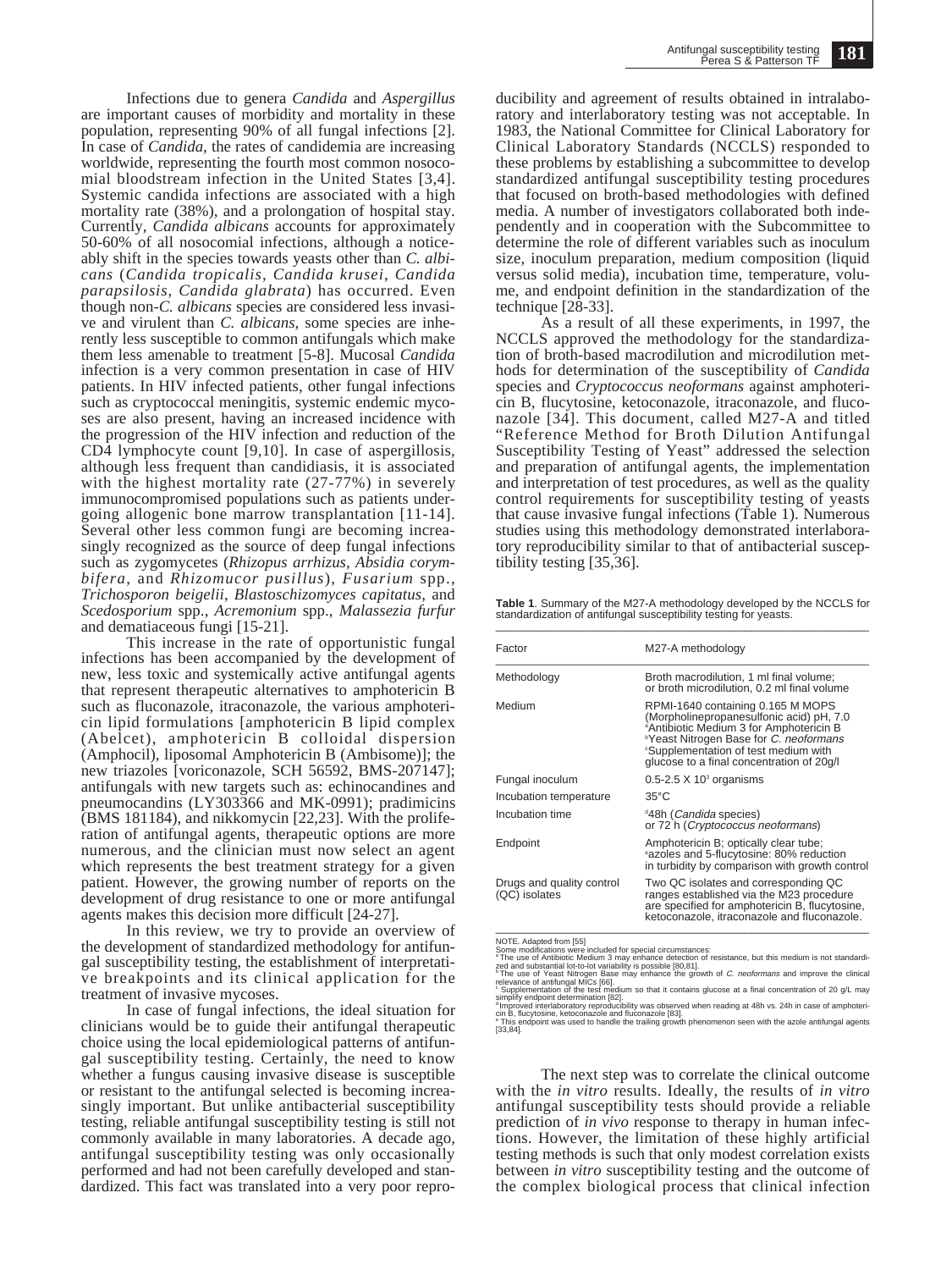Infections due to genera *Candida* and *Aspergillus* are important causes of morbidity and mortality in these population, representing 90% of all fungal infections [2]. In case of *Candida*, the rates of candidemia are increasing worldwide, representing the fourth most common nosocomial bloodstream infection in the United States [3,4]. Systemic candida infections are associated with a high mortality rate (38%), and a prolongation of hospital stay. Currently, *Candida albicans* accounts for approximately 50-60% of all nosocomial infections, although a noticeably shift in the species towards yeasts other than *C. albicans* (*Candida tropicalis*, *Candida krusei*, *Candida parapsilosis*, *Candida glabrata*) has occurred. Even though non-*C. albicans* species are considered less invasive and virulent than *C. albicans*, some species are inherently less susceptible to common antifungals which make them less amenable to treatment [5-8]. Mucosal *Candida* infection is a very common presentation in case of HIV patients. In HIV infected patients, other fungal infections such as cryptococcal meningitis, systemic endemic mycoses are also present, having an increased incidence with the progression of the HIV infection and reduction of the CD4 lymphocyte count [9,10]. In case of aspergillosis, although less frequent than candidiasis, it is associated with the highest mortality rate (27-77%) in severely immunocompromised populations such as patients undergoing allogenic bone marrow transplantation [11-14]. Several other less common fungi are becoming increasingly recognized as the source of deep fungal infections such as zygomycetes (*Rhizopus arrhizus*, *Absidia corymbifera*, and *Rhizomucor pusillus*), *Fusarium* spp., *Trichosporon beigelii*, *Blastoschizomyces capitatus*, and *Scedosporium* spp., *Acremonium* spp., *Malassezia furfur* and dematiaceous fungi [15-21].

This increase in the rate of opportunistic fungal infections has been accompanied by the development of new, less toxic and systemically active antifungal agents that represent therapeutic alternatives to amphotericin B such as fluconazole, itraconazole, the various amphotericin lipid formulations [amphotericin B lipid complex (Abelcet), amphotericin B colloidal dispersion (Amphocil), liposomal Amphotericin B (Ambisome)]; the new triazoles [voriconazole, SCH 56592, BMS-207147]; antifungals with new targets such as: echinocandines and pneumocandins (LY303366 and MK-0991); pradimicins (BMS 181184), and nikkomycin [22,23]. With the proliferation of antifungal agents, therapeutic options are more numerous, and the clinician must now select an agent which represents the best treatment strategy for a given patient. However, the growing number of reports on the development of drug resistance to one or more antifungal agents makes this decision more difficult [24-27].

In this review, we try to provide an overview of the development of standardized methodology for antifungal susceptibility testing, the establishment of interpretative breakpoints and its clinical application for the treatment of invasive mycoses.

In case of fungal infections, the ideal situation for clinicians would be to guide their antifungal therapeutic choice using the local epidemiological patterns of antifungal susceptibility testing. Certainly, the need to know whether a fungus causing invasive disease is susceptible or resistant to the antifungal selected is becoming increasingly important. But unlike antibacterial susceptibility testing, reliable antifungal susceptibility testing is still not commonly available in many laboratories. A decade ago, antifungal susceptibility testing was only occasionally performed and had not been carefully developed and standardized. This fact was translated into a very poor reproducibility and agreement of results obtained in intralaboratory and interlaboratory testing was not acceptable. In 1983, the National Committee for Clinical Laboratory for Clinical Laboratory Standards (NCCLS) responded to these problems by establishing a subcommittee to develop standardized antifungal susceptibility testing procedures that focused on broth-based methodologies with defined media. A number of investigators collaborated both independently and in cooperation with the Subcommittee to determine the role of different variables such as inoculum size, inoculum preparation, medium composition (liquid versus solid media), incubation time, temperature, volume, and endpoint definition in the standardization of the technique [28-33].

As a result of all these experiments, in 1997, the NCCLS approved the methodology for the standardization of broth-based macrodilution and microdilution methods for determination of the susceptibility of *Candida* species and *Cryptococcus neoformans* against amphotericin B, flucytosine, ketoconazole, itraconazole, and fluconazole [34]. This document, called M27-A and titled "Reference Method for Broth Dilution Antifungal Susceptibility Testing of Yeast" addressed the selection and preparation of antifungal agents, the implementation and interpretation of test procedures, as well as the quality control requirements for susceptibility testing of yeasts that cause invasive fungal infections (Table 1). Numerous studies using this methodology demonstrated interlaboratory reproducibility similar to that of antibacterial susceptibility testing [35,36].

**Table 1**. Summary of the M27-A methodology developed by the NCCLS for standardization of antifungal susceptibility testing for yeasts.

| Factor | M27-A methodology |
|---|---|
| Methodology | Broth macrodilution, 1 ml final volume; or broth microdilution, 0.2 ml final volume |
| Medium | RPMI-1640 containing 0.165 M MOPS (Morpholinepropanesulfonic acid) pH, 7.0<br>[a]Antibiotic Medium 3 for Amphotericin B<br>[b]Yeast Nitrogen Base for *C. neoformans*<br>[c]Supplementation of test medium with glucose to a final concentration of 20g/l |
| Fungal inoculum | 0.5-2.5 X $10^3$ organisms |
| Incubation temperature | 35°C |
| Incubation time | [d]48h (*Candida* species) or 72 h (*Cryptococcus neoformans*) |
| Endpoint | Amphotericin B; optically clear tube; [e]azoles and 5-flucytosine: 80% reduction in turbidity by comparison with growth control |
| Drugs and quality control (QC) isolates | Two QC isolates and corresponding QC ranges established via the M23 procedure are specified for amphotericin B, flucytosine, ketoconazole, itraconazole and fluconazole. |

NOTE. Adapted from [55]
Some modifications were included for special circumstances:
[a] The use of Antibiotic Medium 3 may enhance detection of resistance, but this medium is not standardized and substantial lot-to-lot variability is possible [80,81].
[b] The use of Yeast Nitrogen Base may enhance the growth of *C. neoformans* and improve the clinical relevance of antifungal MICs [66].
[c] Supplementation of the test medium so that it contains glucose at a final concentration of 20 g/L may simplify endpoint determination [82].
[d] Improved interlaboratory reproducibility was observed when reading at 48h vs. 24h in case of amphotericin B, flucytosine, ketoconazole and fluconazole [83].
[e] This endpoint was used to handle the trailing growth phenomenon seen with the azole antifungal agents [33,84].

The next step was to correlate the clinical outcome with the *in vitro* results. Ideally, the results of *in vitro* antifungal susceptibility tests should provide a reliable prediction of *in vivo* response to therapy in human infections. However, the limitation of these highly artificial testing methods is such that only modest correlation exists between *in vitro* susceptibility testing and the outcome of the complex biological process that clinical infection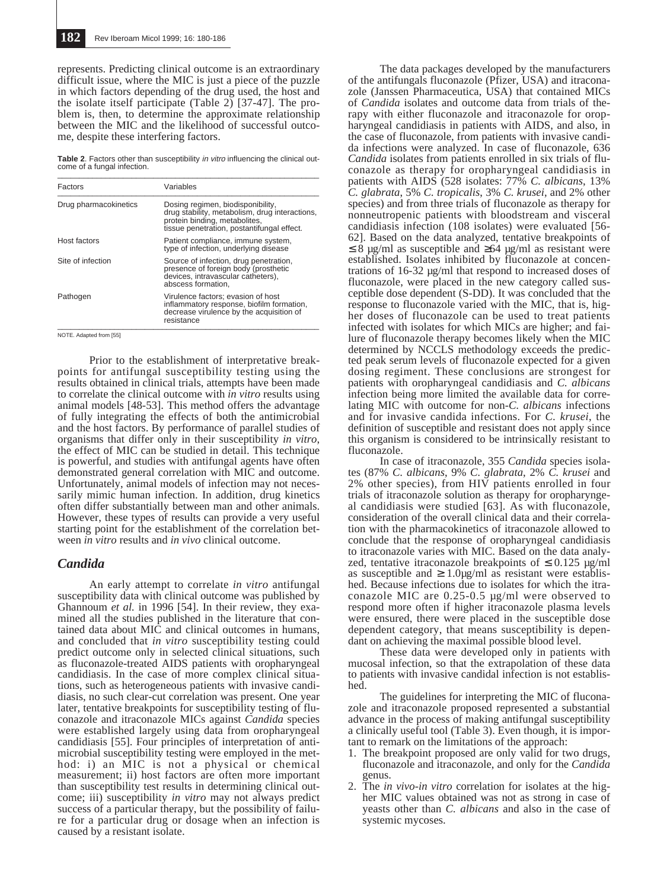represents. Predicting clinical outcome is an extraordinary difficult issue, where the MIC is just a piece of the puzzle in which factors depending of the drug used, the host and the isolate itself participate (Table 2) [37-47]. The problem is, then, to determine the approximate relationship between the MIC and the likelihood of successful outcome, despite these interfering factors.

**Table 2**. Factors other than susceptibility *in vitro* influencing the clinical outcome of a fungal infection.

| Factors | Variables |
|---|---|
| Drug pharmacokinetics | Dosing regimen, biodisponibility, drug stability, metabolism, drug interactions, protein binding, metabolites, tissue penetration, postantifungal effect. |
| Host factors | Patient compliance, immune system, type of infection, underlying disease |
| Site of infection | Source of infection, drug penetration, presence of foreign body (prosthetic devices, intravascular catheters), abscess formation, |
| Pathogen | Virulence factors; evasion of host inflammatory response, biofilm formation, decrease virulence by the acquisition of resistance |

NOTE. Adapted from [55]

Prior to the establishment of interpretative breakpoints for antifungal susceptibility testing using the results obtained in clinical trials, attempts have been made to correlate the clinical outcome with *in vitro* results using animal models [48-53]. This method offers the advantage of fully integrating the effects of both the antimicrobial and the host factors. By performance of parallel studies of organisms that differ only in their susceptibility *in vitro*, the effect of MIC can be studied in detail. This technique is powerful, and studies with antifungal agents have often demonstrated general correlation with MIC and outcome. Unfortunately, animal models of infection may not necessarily mimic human infection. In addition, drug kinetics often differ substantially between man and other animals. However, these types of results can provide a very useful starting point for the establishment of the correlation between *in vitro* results and *in vivo* clinical outcome.

## *Candida*

An early attempt to correlate *in vitro* antifungal susceptibility data with clinical outcome was published by Ghannoum *et al.* in 1996 [54]. In their review, they examined all the studies published in the literature that contained data about MIC and clinical outcomes in humans, and concluded that *in vitro* susceptibility testing could predict outcome only in selected clinical situations, such as fluconazole-treated AIDS patients with oropharyngeal candidiasis. In the case of more complex clinical situations, such as heterogeneous patients with invasive candidiasis, no such clear-cut correlation was present. One year later, tentative breakpoints for susceptibility testing of fluconazole and itraconazole MICs against *Candida* species were established largely using data from oropharyngeal candidiasis [55]. Four principles of interpretation of antimicrobial susceptibility testing were employed in the method: i) an MIC is not a physical or chemical measurement; ii) host factors are often more important than susceptibility test results in determining clinical outcome; iii) susceptibility *in vitro* may not always predict success of a particular therapy, but the possibility of failure for a particular drug or dosage when an infection is caused by a resistant isolate.

The data packages developed by the manufacturers of the antifungals fluconazole (Pfizer, USA) and itraconazole (Janssen Pharmaceutica, USA) that contained MICs of *Candida* isolates and outcome data from trials of therapy with either fluconazole and itraconazole for oropharyngeal candidiasis in patients with AIDS, and also, in the case of fluconazole, from patients with invasive candida infections were analyzed. In case of fluconazole, 636 *Candida* isolates from patients enrolled in six trials of fluconazole as therapy for oropharyngeal candidiasis in patients with AIDS (528 isolates: 77% *C. albicans*, 13% *C. glabrata*, 5% *C. tropicalis*, 3% *C. krusei*, and 2% other species) and from three trials of fluconazole as therapy for nonneutropenic patients with bloodstream and visceral candidiasis infection (108 isolates) were evaluated [56-62]. Based on the data analyzed, tentative breakpoints of ≤ 8 µg/ml as susceptible and ≥64 µg/ml as resistant were established. Isolates inhibited by fluconazole at concentrations of 16-32 µg/ml that respond to increased doses of fluconazole, were placed in the new category called susceptible dose dependent (S-DD). It was concluded that the response to fluconazole varied with the MIC, that is, higher doses of fluconazole can be used to treat patients infected with isolates for which MICs are higher; and failure of fluconazole therapy becomes likely when the MIC determined by NCCLS methodology exceeds the predicted peak serum levels of fluconazole expected for a given dosing regiment. These conclusions are strongest for patients with oropharyngeal candidiasis and *C. albicans* infection being more limited the available data for correlating MIC with outcome for non-*C. albicans* infections and for invasive candida infections. For *C. krusei*, the definition of susceptible and resistant does not apply since this organism is considered to be intrinsically resistant to fluconazole.

In case of itraconazole, 355 *Candida* species isolates (87% *C. albicans*, 9% *C. glabrata*, 2% *C. krusei* and 2% other species), from HIV patients enrolled in four trials of itraconazole solution as therapy for oropharyngeal candidiasis were studied [63]. As with fluconazole, consideration of the overall clinical data and their correlation with the pharmacokinetics of itraconazole allowed to conclude that the response of oropharyngeal candidiasis to itraconazole varies with MIC. Based on the data analyzed, tentative itraconazole breakpoints of ≤ 0.125 µg/ml as susceptible and ≥ 1.0µg/ml as resistant were established. Because infections due to isolates for which the itraconazole MIC are 0.25-0.5 µg/ml were observed to respond more often if higher itraconazole plasma levels were ensured, there were placed in the susceptible dose dependent category, that means susceptibility is dependant on achieving the maximal possible blood level.

These data were developed only in patients with mucosal infection, so that the extrapolation of these data to patients with invasive candidal infection is not established.

The guidelines for interpreting the MIC of fluconazole and itraconazole proposed represented a substantial advance in the process of making antifungal susceptibility a clinically useful tool (Table 3). Even though, it is important to remark on the limitations of the approach:

1. The breakpoint proposed are only valid for two drugs, fluconazole and itraconazole, and only for the *Candida* genus.
2. The *in vivo-in vitro* correlation for isolates at the higher MIC values obtained was not as strong in case of yeasts other than *C. albicans* and also in the case of systemic mycoses.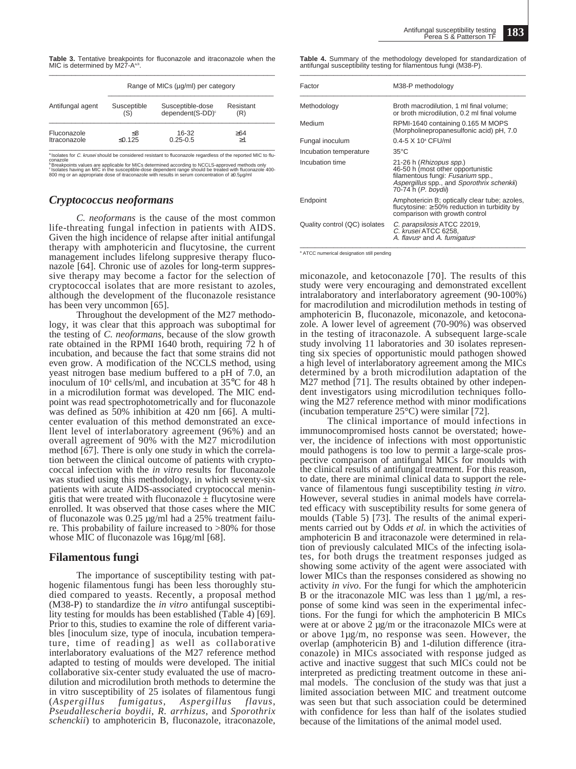**Table 3.** Tentative breakpoints for fluconazole and itraconazole when the MIC is determined by M27-A[a,b].

| Antifungal agent | Range of MICs (µg/ml) per category | | |
|---|---|---|---|
| | Susceptible (S) | Susceptible-dose dependent(S-DD)[c] | Resistant (R) |
| Fluconazole | ≤8 | 16-32 | ≥64 |
| Itraconazole | ≤0.125 | 0.25-0.5 | ≥1 |

[a] Isolates for *C. krusei* should be considered resistant to fluconazole regardless of the reported MIC to fluconazole
[b] Breakpoints values are applicable for MICs determined according to NCCLS-approved methods only
[c] Isolates having an MIC in the susceptible-dose dependent range should be treated with fluconazole 400-800 mg or an appropriate dose of itraconazole with results in serum concentration of ≥0.5µg/ml

## *Cryptococcus neoformans*

*C. neoformans* is the cause of the most common life-threating fungal infection in patients with AIDS. Given the high incidence of relapse after initial antifungal therapy with amphotericin and flucytosine, the current management includes lifelong suppresive therapy fluconazole [64]. Chronic use of azoles for long-term suppressive therapy may become a factor for the selection of cryptococcal isolates that are more resistant to azoles, although the development of the fluconazole resistance has been very uncommon [65].

Throughout the development of the M27 methodology, it was clear that this approach was suboptimal for the testing of *C. neoformans*, because of the slow growth rate obtained in the RPMI 1640 broth, requiring 72 h of incubation, and because the fact that some strains did not even grow. A modification of the NCCLS method, using yeast nitrogen base medium buffered to a pH of 7.0, an inoculum of $10^4$ cells/ml, and incubation at 35°C for 48 h in a microdilution format was developed. The MIC endpoint was read spectrophotometrically and for fluconazole was defined as 50% inhibition at 420 nm [66]. A multicenter evaluation of this method demonstrated an excellent level of interlaboratory agreement (96%) and an overall agreement of 90% with the M27 microdilution method [67]. There is only one study in which the correlation between the clinical outcome of patients with cryptococcal infection with the *in vitro* results for fluconazole was studied using this methodology, in which seventy-six patients with acute AIDS-associated cryptococcal meningitis that were treated with fluconazole ± flucytosine were enrolled. It was observed that those cases where the MIC of fluconazole was 0.25 µg/ml had a 25% treatment failure. This probability of failure increased to >80% for those whose MIC of fluconazole was 16µg/ml [68].

## Filamentous fungi

The importance of susceptibility testing with pathogenic filamentous fungi has been less thoroughly studied compared to yeasts. Recently, a proposal method (M38-P) to standardize the *in vitro* antifungal susceptibility testing for moulds has been established (Table 4) [69]. Prior to this, studies to examine the role of different variables [inoculum size, type of inocula, incubation temperature, time of reading] as well as collaborative interlaboratory evaluations of the M27 reference method adapted to testing of moulds were developed. The initial collaborative six-center study evaluated the use of macrodilution and microdilution broth methods to determine the in vitro susceptibility of 25 isolates of filamentous fungi (*Aspergillus fumigatus*, *Aspergillus flavus*, *Pseudallescheria boydii*, *R. arrhizus*, and *Sporothrix schenckii*) to amphotericin B, fluconazole, itraconazole, miconazole, and ketoconazole [70]. The results of this study were very encouraging and demonstrated excellent intralaboratory and interlaboratory agreement (90-100%) for macrodilution and microdilution methods in testing of amphotericin B, fluconazole, miconazole, and ketoconazole. A lower level of agreement (70-90%) was observed in the testing of itraconazole. A subsequent large-scale study involving 11 laboratories and 30 isolates representing six species of opportunistic mould pathogen showed a high level of interlaboratory agreement among the MICs determined by a broth microdilution adaptation of the M27 method [71]. The results obtained by other independent investigators using microdilution techniques following the M27 reference method with minor modifications (incubation temperature 25°C) were similar [72].

**Table 4.** Summary of the methodology developed for standardization of antifungal susceptibility testing for filamentous fungi (M38-P).

| Factor | M38-P methodology |
|---|---|
| Methodology | Broth macrodilution, 1 ml final volume; or broth microdilution, 0.2 ml final volume |
| Medium | RPMI-1640 containing 0.165 M MOPS (Morpholinepropanesulfonic acid) pH, 7.0 |
| Fungal inoculum | 0.4-5 X $10^4$ CFU/ml |
| Incubation temperature | 35°C |
| Incubation time | 21-26 h (*Rhizopus spp.*) 46-50 h (most other opportunistic filamentous fungi: *Fusarium* spp., *Aspergillus* spp., and *Sporothrix schenkii*) 70-74 h (*P. boydii*) |
| Endpoint | Amphotericin B; optically clear tube; azoles, flucytosine: ≥ 50% reduction in turbidity by comparison with growth control |
| Quality control (QC) isolates | *C. parapsilosis* ATCC 22019, *C. krusei* ATCC 6258, *A. flavus*[a] and *A. fumigatus*[a] |

[a] ATCC numerical designation still pending

The clinical importance of mould infections in immunocompromised hosts cannot be overstated; however, the incidence of infections with most opportunistic mould pathogens is too low to permit a large-scale prospective comparison of antifungal MICs for moulds with the clinical results of antifungal treatment. For this reason, to date, there are minimal clinical data to support the relevance of filamentous fungi susceptibility testing *in vitro.* However, several studies in animal models have correlated efficacy with susceptibility results for some genera of moulds (Table 5) [73]. The results of the animal experiments carried out by Odds *et al.* in which the activities of amphotericin B and itraconazole were determined in relation of previously calculated MICs of the infecting isolates, for both drugs the treatment responses judged as showing some activity of the agent were associated with lower MICs than the responses considered as showing no activity *in vivo*. For the fungi for which the amphotericin B or the itraconazole MIC was less than 1 µg/ml, a response of some kind was seen in the experimental infections. For the fungi for which the amphotericin B MICs were at or above 2 µg/m or the itraconazole MICs were at or above 1µg/m, no response was seen. However, the overlap (amphotericin B) and 1-dilution difference (itraconazole) in MICs associated with response judged as active and inactive suggest that such MICs could not be interpreted as predicting treatment outcome in these animal models. The conclusion of the study was that just a limited association between MIC and treatment outcome was seen but that such association could be determined with confidence for less than half of the isolates studied because of the limitations of the animal model used.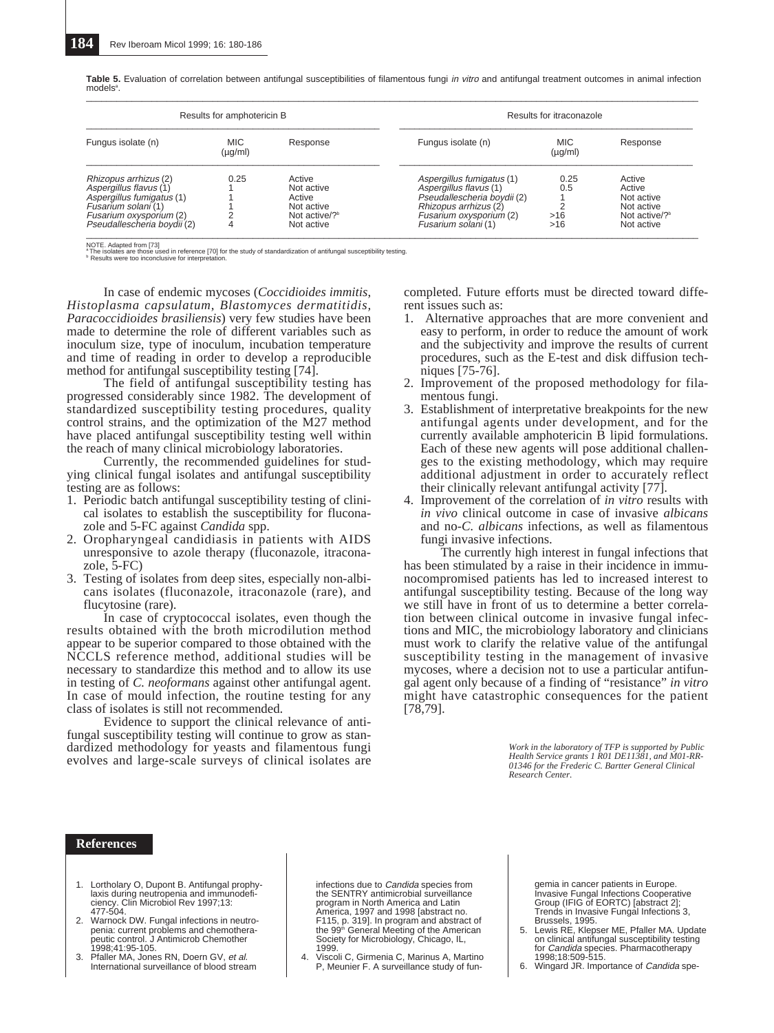**Table 5.** Evaluation of correlation between antifungal susceptibilities of filamentous fungi *in vitro* and antifungal treatment outcomes in animal infection models[a].

| Results for amphotericin B | | | Results for itraconazole | | |
|---|---|---|---|---|---|
| Fungus isolate (n) | MIC (µg/ml) | Response | Fungus isolate (n) | MIC (µg/ml) | Response |
| *Rhizopus arrhizus* (2) | 0.25 | Active | *Aspergillus fumigatus* (1) | 0.25 | Active |
| *Aspergillus flavus* (1) | 1 | Not active | *Aspergillus flavus* (1) | 0.5 | Active |
| *Aspergillus fumigatus* (1) | 1 | Active | *Pseudallescheria boydii* (2) | 1 | Not active |
| *Fusarium solani* (1) | 1 | Not active | *Rhizopus arrhizus* (2) | 2 | Not active |
| *Fusarium oxysporium* (2) | 2 | Not active/?[b] | *Fusarium oxysporium* (2) | >16 | Not active/?[b] |
| *Pseudallescheria boydii* (2) | 4 | Not active | *Fusarium solani* (1) | >16 | Not active |

NOTE. Adapted from [73]
[a] The isolates are those used in reference [70] for the study of standardization of antifungal susceptibility testing.
[b] Results were too inconclusive for interpretation.

In case of endemic mycoses (*Coccidioides immitis*, *Histoplasma capsulatum*, *Blastomyces dermatitidis*, *Paracoccidioides brasiliensis*) very few studies have been made to determine the role of different variables such as inoculum size, type of inoculum, incubation temperature and time of reading in order to develop a reproducible method for antifungal susceptibility testing [74].

The field of antifungal susceptibility testing has progressed considerably since 1982. The development of standardized susceptibility testing procedures, quality control strains, and the optimization of the M27 method have placed antifungal susceptibility testing well within the reach of many clinical microbiology laboratories.

Currently, the recommended guidelines for studying clinical fungal isolates and antifungal susceptibility testing are as follows:

1. Periodic batch antifungal susceptibility testing of clinical isolates to establish the susceptibility for fluconazole and 5-FC against *Candida* spp.
2. Oropharyngeal candidiasis in patients with AIDS unresponsive to azole therapy (fluconazole, itraconazole, 5-FC)
3. Testing of isolates from deep sites, especially non-albicans isolates (fluconazole, itraconazole (rare), and flucytosine (rare).

In case of cryptococcal isolates, even though the results obtained with the broth microdilution method appear to be superior compared to those obtained with the NCCLS reference method, additional studies will be necessary to standardize this method and to allow its use in testing of *C. neoformans* against other antifungal agent. In case of mould infection, the routine testing for any class of isolates is still not recommended.

Evidence to support the clinical relevance of antifungal susceptibility testing will continue to grow as standardized methodology for yeasts and filamentous fungi evolves and large-scale surveys of clinical isolates are completed. Future efforts must be directed toward different issues such as:

1. Alternative approaches that are more convenient and easy to perform, in order to reduce the amount of work and the subjectivity and improve the results of current procedures, such as the E-test and disk diffusion techniques [75-76].
2. Improvement of the proposed methodology for filamentous fungi.
3. Establishment of interpretative breakpoints for the new antifungal agents under development, and for the currently available amphotericin B lipid formulations. Each of these new agents will pose additional challenges to the existing methodology, which may require additional adjustment in order to accurately reflect their clinically relevant antifungal activity [77].
4. Improvement of the correlation of *in vitro* results with *in vivo* clinical outcome in case of invasive *albicans* and no-*C. albicans* infections, as well as filamentous fungi invasive infections.

The currently high interest in fungal infections that has been stimulated by a raise in their incidence in immunocompromised patients has led to increased interest to antifungal susceptibility testing. Because of the long way we still have in front of us to determine a better correlation between clinical outcome in invasive fungal infections and MIC, the microbiology laboratory and clinicians must work to clarify the relative value of the antifungal susceptibility testing in the management of invasive mycoses, where a decision not to use a particular antifungal agent only because of a finding of "resistance" *in vitro* might have catastrophic consequences for the patient [78,79].

*Work in the laboratory of TFP is supported by Public Health Service grants 1 R01 DE11381, and M01-RR-01346 for the Frederic C. Bartter General Clinical Research Center.*

## References

1. Lortholary O, Dupont B. Antifungal prophylaxis during neutropenia and immunodeficiency. Clin Microbiol Rev 1997;13: 477-504.
2. Warnock DW. Fungal infections in neutropenia: current problems and chemotherapeutic control. J Antimicrob Chemother 1998;41:95-105.
3. Pfaller MA, Jones RN, Doern GV, *et al.* International surveillance of blood stream infections due to *Candida* species from the SENTRY antimicrobial surveillance program in North America and Latin America, 1997 and 1998 [abstract no. F115, p. 319]. In program and abstract of the 99th General Meeting of the American Society for Microbiology, Chicago, IL, 1999.
4. Viscoli C, Girmenia C, Marinus A, Martino P, Meunier F. A surveillance study of fungemia in cancer patients in Europe. Invasive Fungal Infections Cooperative Group (IFIG of EORTC) [abstract 2]; Trends in Invasive Fungal Infections 3, Brussels, 1995.
5. Lewis RE, Klepser ME, Pfaller MA. Update on clinical antifungal susceptibility testing for *Candida* species. Pharmacotherapy 1998;18:509-515.
6. Wingard JR. Importance of *Candida* spe-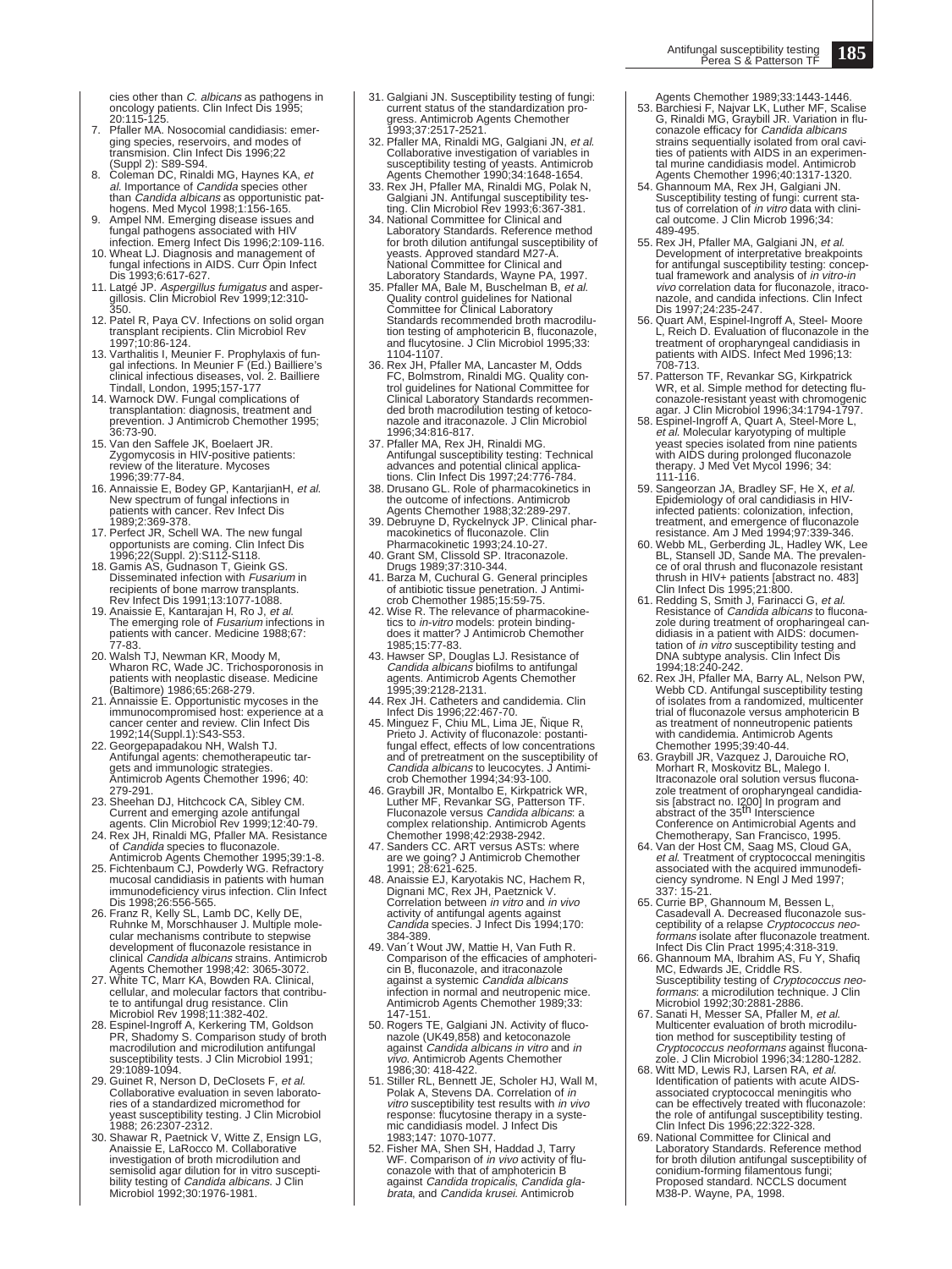cies other than *C. albicans* as pathogens in oncology patients. Clin Infect Dis 1995; 20:115-125.

7. Pfaller MA. Nosocomial candidiasis: emerging species, reservoirs, and modes of transmision. Clin Infect Dis 1996;22 (Suppl 2): S89-S94.
8. Coleman DC, Rinaldi MG, Haynes KA, *et al.* Importance of *Candida* species other than *Candida albicans* as opportunistic pathogens. Med Mycol 1998;1:156-165.
9. Ampel NM. Emerging disease issues and fungal pathogens associated with HIV infection. Emerg Infect Dis 1996;2:109-116.
10. Wheat LJ. Diagnosis and management of fungal infections in AIDS. Curr Opin Infect Dis 1993;6:617-627.
11. Latgé JP. *Aspergillus fumigatus* and aspergillosis. Clin Microbiol Rev 1999;12:310-350.
12. Patel R, Paya CV. Infections on solid organ transplant recipients. Clin Microbiol Rev 1997;10:86-124.
13. Varthalitis I, Meunier F. Prophylaxis of fungal infections. In Meunier F (Ed.) Bailliere's clinical infectious diseases, vol. 2. Bailliere Tindall, London, 1995;157-177
14. Warnock DW. Fungal complications of transplantation: diagnosis, treatment and prevention. J Antimicrob Chemother 1995; 36:73-90.
15. Van den Saffele JK, Boelaert JR. Zygomycosis in HIV-positive patients: review of the literature. Mycoses 1996;39:77-84.
16. Annaissie E, Bodey GP, KantarjianH, *et al.* New spectrum of fungal infections in patients with cancer. Rev Infect Dis 1989;2:369-378.
17. Perfect JR, Schell WA. The new fungal opportunists are coming. Clin Infect Dis 1996;22(Suppl. 2):S112-S118.
18. Gamis AS, Gudnason T, Gieink GS. Disseminated infection with *Fusarium* in recipients of bone marrow transplants. Rev Infect Dis 1991;13:1077-1088.
19. Anaissie E, Kantarajan H, Ro J, *et al.* The emerging role of *Fusarium* infections in patients with cancer. Medicine 1988;67: 77-83.
20. Walsh TJ, Newman KR, Moody M, Wharon RC, Wade JC. Trichosporonosis in patients with neoplastic disease. Medicine (Baltimore) 1986;65:268-279.
21. Annaissie E. Opportunistic mycoses in the immunocompromised host: experience at a cancer center and review. Clin Infect Dis 1992;14(Suppl.1):S43-S53.
22. Georgepapadakou NH, Walsh TJ. Antifungal agents: chemotherapeutic targets and immunologic strategies. Antimicrob Agents Chemother 1996; 40: 279-291.
23. Sheehan DJ, Hitchcock CA, Sibley CM. Current and emerging azole antifungal agents. Clin Microbiol Rev 1999;12:40-79.
24. Rex JH, Rinaldi MG, Pfaller MA. Resistance of *Candida* species to fluconazole. Antimicrob Agents Chemother 1995;39:1-8.
25. Fichtenbaum CJ, Powderly WG. Refractory mucosal candidiasis in patients with human immunodeficiency virus infection. Clin Infect Dis 1998;26:556-565.
26. Franz R, Kelly SL, Lamb DC, Kelly DE, Ruhnke M, Morschhauser J. Multiple molecular mechanisms contribute to stepwise development of fluconazole resistance in clinical *Candida albicans* strains. Antimicrob Agents Chemother 1998;42: 3065-3072.
27. White TC, Marr KA, Bowden RA. Clinical, cellular, and molecular factors that contribute to antifungal drug resistance. Clin Microbiol Rev 1998;11:382-402.
28. Espinel-Ingroff A, Kerkering TM, Goldson PR, Shadomy S. Comparison study of broth macrodilution and microdilution antifungal susceptibility tests. J Clin Microbiol 1991; 29:1089-1094.
29. Guinet R, Nerson D, DeClosets F, *et al.* Collaborative evaluation in seven laboratories of a standardized micromethod for yeast susceptibility testing. J Clin Microbiol 1988; 26:2307-2312.
30. Shawar R, Paetnick V, Witte Z, Ensign LG, Anaissie E, LaRocco M. Collaborative investigation of broth microdilution and semisolid agar dilution for in vitro susceptibility testing of *Candida albicans.* J Clin Microbiol 1992;30:1976-1981.
31. Galgiani JN. Susceptibility testing of fungi: current status of the standardization progress. Antimicrob Agents Chemother 1993;37:2517-2521.
32. Pfaller MA, Rinaldi MG, Galgiani JN, *et al.* Collaborative investigation of variables in susceptibility testing of yeasts. Antimicrob Agents Chemother 1990;34:1648-1654.
33. Rex JH, Pfaller MA, Rinaldi MG, Polak N, Galgiani JN. Antifungal susceptibility testing. Clin Microbiol Rev 1993;6:367-381.
34. National Committee for Clinical and Laboratory Standards. Reference method for broth dilution antifungal susceptibility of yeasts. Approved standard M27-A. National Committee for Clinical and Laboratory Standards, Wayne PA, 1997.
35. Pfaller MA, Bale M, Buschelman B, *et al.* Quality control guidelines for National Committee for Clinical Laboratory Standards recommended broth macrodilution testing of amphotericin B, fluconazole, and flucytosine. J Clin Microbiol 1995;33: 1104-1107.
36. Rex JH, Pfaller MA, Lancaster M, Odds FC, Bolmstrom, Rinaldi MG. Quality control guidelines for National Committee for Clinical Laboratory Standards recommended broth macrodilution testing of ketoconazole and itraconazole. J Clin Microbiol 1996;34:816-817.
37. Pfaller MA, Rex JH, Rinaldi MG. Antifungal susceptibility testing: Technical advances and potential clinical applications. Clin Infect Dis 1997;24:776-784.
38. Drusano GL. Role of pharmacokinetics in the outcome of infections. Antimicrob Agents Chemother 1988;32:289-297.
39. Debruyne D, Ryckelnyck JP. Clinical pharmacokinetics of fluconazole. Clin Pharmacokinetic 1993;24.10-27.
40. Grant SM, Clissold SP. Itraconazole. Drugs 1989;37:310-344.
41. Barza M, Cuchural G. General principles of antibiotic tissue penetration. J Antimicrob Chemother 1985;15:59-75.
42. Wise R. The relevance of pharmacokinetics to *in-vitro* models: protein binding-does it matter? J Antimicrob Chemother 1985;15:77-83.
43. Hawser SP, Douglas LJ. Resistance of *Candida albicans* biofilms to antifungal agents. Antimicrob Agents Chemother 1995;39:2128-2131.
44. Rex JH. Catheters and candidemia. Clin Infect Dis 1996;22:467-70.
45. Minguez F, Chiu ML, Lima JE, Ñique R, Prieto J. Activity of fluconazole: postantifungal effect, effects of low concentrations and of pretreatment on the susceptibility of *Candida albicans* to leucocytes. J Antimicrob Chemother 1994;34:93-100.
46. Graybill JR, Montalbo E, Kirkpatrick WR, Luther MF, Revankar SG, Patterson TF. Fluconazole versus *Candida albicans*: a complex relationship. Antimicrob Agents Chemother 1998;42:2938-2942.
47. Sanders CC. ART versus ASTs: where are we going? J Antimicrob Chemother 1991; 28:621-625.
48. Anaissie EJ, Karyotakis NC, Hachem R, Dignani MC, Rex JH, Paetznick V. Correlation between *in vitro* and *in vivo* activity of antifungal agents against *Candida* species. J Infect Dis 1994;170: 384-389.
49. Van´t Wout JW, Mattie H, Van Futh R. Comparison of the efficacies of amphotericin B, fluconazole, and itraconazole against a systemic *Candida albicans* infection in normal and neutropenic mice. Antimicrob Agents Chemother 1989;33: 147-151.
50. Rogers TE, Galgiani JN. Activity of fluconazole (UK49,858) and ketoconazole against *Candida albicans in vitro* and *in vivo.* Antimicrob Agents Chemother 1986;30: 418-422.
51. Stiller RL, Bennett JE, Scholer HJ, Wall M, Polak A, Stevens DA. Correlation of *in vitro* susceptibility test results with *in vivo* response: flucytosine therapy in a systemic candidiasis model. J Infect Dis 1983;147: 1070-1077.
52. Fisher MA, Shen SH, Haddad J, Tarry WF. Comparison of *in vivo* activity of fluconazole with that of amphotericin B against *Candida tropicalis*, *Candida glabrata*, and *Candida krusei*. Antimicrob Agents Chemother 1989;33:1443-1446.
53. Barchiesi F, Najvar LK, Luther MF, Scalise G, Rinaldi MG, Graybill JR. Variation in fluconazole efficacy for *Candida albicans* strains sequentially isolated from oral cavities of patients with AIDS in an experimental murine candidiasis model. Antimicrob Agents Chemother 1996;40:1317-1320.
54. Ghannoum MA, Rex JH, Galgiani JN. Susceptibility testing of fungi: current status of correlation of *in vitro* data with clinical outcome. J Clin Microb 1996;34: 489-495.
55. Rex JH, Pfaller MA, Galgiani JN, *et al.* Development of interpretative breakpoints for antifungal susceptibility testing: conceptual framework and analysis of *in vitro-in vivo* correlation data for fluconazole, itraconazole, and candida infections. Clin Infect Dis 1997;24:235-247.
56. Quart AM, Espinel-Ingroff A, Steel- Moore L, Reich D. Evaluation of fluconazole in the treatment of oropharyngeal candidiasis in patients with AIDS. Infect Med 1996;13: 708-713.
57. Patterson TF, Revankar SG, Kirkpatrick WR, et al. Simple method for detecting fluconazole-resistant yeast with chromogenic agar. J Clin Microbiol 1996;34:1794-1797.
58. Espinel-Ingroff A, Quart A, Steel-More L, *et al.* Molecular karyotyping of multiple yeast species isolated from nine patients with AIDS during prolonged fluconazole therapy. J Med Vet Mycol 1996; 34: 111-116.
59. Sangeorzan JA, Bradley SF, He X, *et al.* Epidemiology of oral candidiasis in HIV-infected patients: colonization, infection, treatment, and emergence of fluconazole resistance. Am J Med 1994;97:339-346.
60. Webb ML, Gerberding JL, Hadley WK, Lee BL, Stansell JD, Sande MA. The prevalence of oral thrush and fluconazole resistant thrush in HIV+ patients [abstract no. 483] Clin Infect Dis 1995;21:800.
61. Redding S, Smith J, Farinacci G, *et al.* Resistance of *Candida albicans* to fluconazole during treatment of oropharyngeal candidiasis in a patient with AIDS: documentation of *in vitro* susceptibility testing and DNA subtype analysis. Clin Infect Dis 1994;18:240-242.
62. Rex JH, Pfaller MA, Barry AL, Nelson PW, Webb CD. Antifungal susceptibility testing of isolates from a randomized, multicenter trial of fluconazole versus amphotericin B as treatment of nonneutropenic patients with candidemia. Antimicrob Agents Chemother 1995;39:40-44.
63. Graybill JR, Vazquez J, Darouiche RO, Morhart R, Moskovitz BL, Malego I. Itraconazole oral solution versus fluconazole treatment of oropharyngeal candidiasis [abstract no. I200] In program and abstract of the 35th Interscience Conference on Antimicrobial Agents and Chemotherapy, San Francisco, 1995.
64. Van der Host CM, Saag MS, Cloud GA, *et al.* Treatment of cryptococcal meningitis associated with the acquired immunodeficiency syndrome. N Engl J Med 1997; 337: 15-21.
65. Currie BP, Ghannoum M, Bessen L, Casadevall A. Decreased fluconazole susceptibility of a relapse *Cryptococcus neoformans* isolate after fluconazole treatment. Infect Dis Clin Pract 1995;4:318-319.
66. Ghannoum MA, Ibrahim AS, Fu Y, Shafiq MC, Edwards JE, Criddle RS. Susceptibility testing of *Cryptococcus neoformans*: a microdilution technique. J Clin Microbiol 1992;30:2881-2886.
67. Sanati H, Messer SA, Pfaller M, *et al.* Multicenter evaluation of broth microdilution method for susceptibility testing of *Cryptococcus neoformans* against fluconazole. J Clin Microbiol 1996;34:1280-1282.
68. Witt MD, Lewis RJ, Larsen RA, *et al.* Identification of patients with acute AIDS-associated cryptococcal meningitis who can be effectively treated with fluconazole: the role of antifungal susceptibility testing. Clin Infect Dis 1996;22:322-328.
69. National Committee for Clinical and Laboratory Standards. Reference method for broth dilution antifungal susceptibility of conidium-forming filamentous fungi; Proposed standard. NCCLS document M38-P. Wayne, PA, 1998.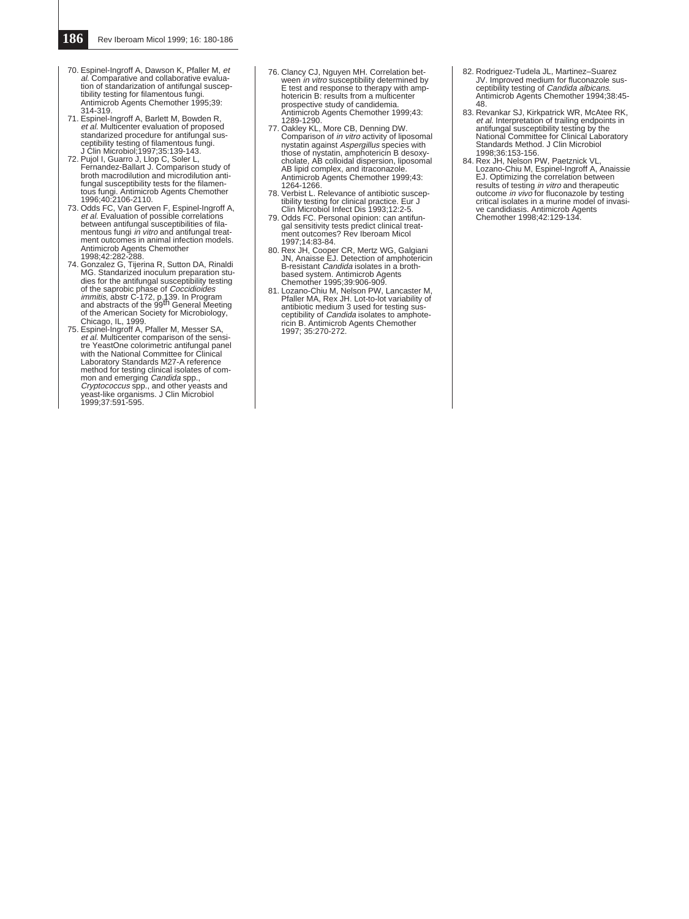70. Espinel-Ingroff A, Dawson K, Pfaller M, *et al.* Comparative and collaborative evaluation of standarization of antifungal susceptibility testing for filamentous fungi. Antimicrob Agents Chemother 1995;39: 314-319.
71. Espinel-Ingroff A, Barlett M, Bowden R, *et al.* Multicenter evaluation of proposed standarized procedure for antifungal susceptibility testing of filamentous fungi. J Clin Microbiol;1997;35:139-143.
72. Pujol I, Guarro J, Llop C, Soler L, Fernandez-Ballart J. Comparison study of broth macrodilution and microdilution antifungal susceptibility tests for the filamentous fungi. Antimicrob Agents Chemother 1996;40:2106-2110.
73. Odds FC, Van Gerven F, Espinel-Ingroff A, *et al.* Evaluation of possible correlations between antifungal susceptibilities of filamentous fungi *in vitro* and antifungal treatment outcomes in animal infection models. Antimicrob Agents Chemother 1998;42:282-288.
74. Gonzalez G, Tijerina R, Sutton DA, Rinaldi MG. Standarized inoculum preparation studies for the antifungal susceptibility testing of the saprobic phase of *Coccidioides immitis*, abstr C-172, p.139. In Program and abstracts of the 99th General Meeting of the American Society for Microbiology, Chicago, IL, 1999.
75. Espinel-Ingroff A, Pfaller M, Messer SA, *et al.* Multicenter comparison of the sensitre YeastOne colorimetric antifungal panel with the National Committee for Clinical Laboratory Standards M27-A reference method for testing clinical isolates of common and emerging *Candida* spp., *Cryptococcus* spp., and other yeasts and yeast-like organisms. J Clin Microbiol 1999;37:591-595.
76. Clancy CJ, Nguyen MH. Correlation between *in vitro* susceptibility determined by E test and response to therapy with amphotericin B: results from a multicenter prospective study of candidemia. Antimicrob Agents Chemother 1999;43: 1289-1290.
77. Oakley KL, More CB, Denning DW. Comparison of *in vitro* activity of liposomal nystatin against *Aspergillus* species with those of nystatin, amphotericin B desoxycholate, AB colloidal dispersion, liposomal AB lipid complex, and itraconazole. Antimicrob Agents Chemother 1999;43: 1264-1266.
78. Verbist L. Relevance of antibiotic susceptibility testing for clinical practice. Eur J Clin Microbiol Infect Dis 1993;12:2-5.
79. Odds FC. Personal opinion: can antifungal sensitivity tests predict clinical treatment outcomes? Rev Iberoam Micol 1997;14:83-84.
80. Rex JH, Cooper CR, Mertz WG, Galgiani JN, Anaisse EJ. Detection of amphotericin B-resistant *Candida* isolates in a broth-based system. Antimicrob Agents Chemother 1995;39:906-909.
81. Lozano-Chiu M, Nelson PW, Lancaster M, Pfaller MA, Rex JH. Lot-to-lot variability of antibiotic medium 3 used for testing susceptibility of *Candida* isolates to amphotericin B. Antimicrob Agents Chemother 1997; 35:270-272.
82. Rodriguez-Tudela JL, Martinez–Suarez JV. Improved medium for fluconazole susceptibility testing of *Candida albicans*. Antimicrob Agents Chemother 1994;38:45-48.
83. Revankar SJ, Kirkpatrick WR, McAtee RK, *et al.* Interpretation of trailing endpoints in antifungal susceptibility testing by the National Committee for Clinical Laboratory Standards Method. J Clin Microbiol 1998;36:153-156.
84. Rex JH, Nelson PW, Paetznick VL, Lozano-Chiu M, Espinel-Ingroff A, Anaissie EJ. Optimizing the correlation between results of testing *in vitro* and therapeutic outcome *in vivo* for fluconazole by testing critical isolates in a murine model of invasive candidiasis. Antimicrob Agents Chemother 1998;42:129-134.